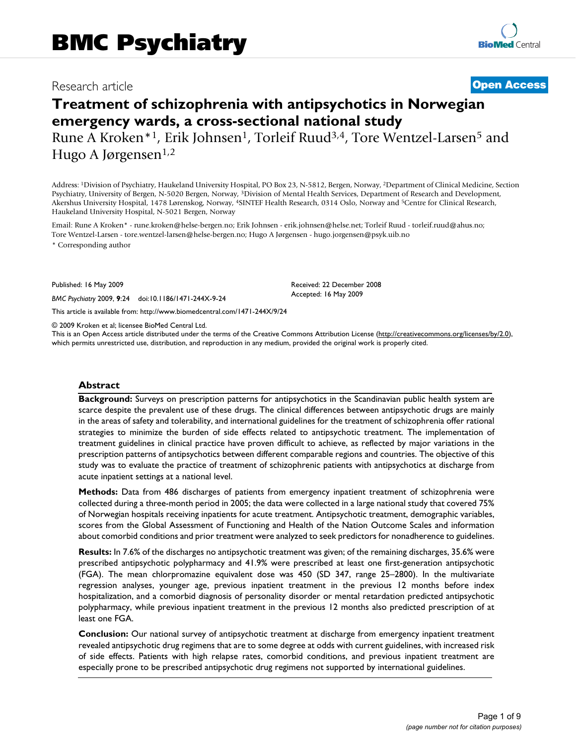# BMC Psychiatry

Research article

**Open Access**

## Treatment of schizophrenia with antipsychotics in Norwegian emergency wards, a cross-sectional national study

Rune A Kroken*[1], Erik Johnsen[1], Torleif Ruud[3,4], Tore Wentzel-Larsen[5] and Hugo A Jørgensen[1,2]

Address: [1]Division of Psychiatry, Haukeland University Hospital, PO Box 23, N-5812, Bergen, Norway, [2]Department of Clinical Medicine, Section Psychiatry, University of Bergen, N-5020 Bergen, Norway, [3]Division of Mental Health Services, Department of Research and Development, Akershus University Hospital, 1478 Lørenskog, Norway, [4]SINTEF Health Research, 0314 Oslo, Norway and [5]Centre for Clinical Research, Haukeland University Hospital, N-5021 Bergen, Norway

Email: Rune A Kroken* - rune.kroken@helse-bergen.no; Erik Johnsen - erik.johnsen@helse.net; Torleif Ruud - torleif.ruud@ahus.no; Tore Wentzel-Larsen - tore.wentzel-larsen@helse-bergen.no; Hugo A Jørgensen - hugo.jorgensen@psyk.uib.no

* Corresponding author

Published: 16 May 2009

*BMC Psychiatry* 2009, **9**:24 doi:10.1186/1471-244X-9-24

Received: 22 December 2008
Accepted: 16 May 2009

This article is available from: http://www.biomedcentral.com/1471-244X/9/24

© 2009 Kroken et al; licensee BioMed Central Ltd.
This is an Open Access article distributed under the terms of the Creative Commons Attribution License (http://creativecommons.org/licenses/by/2.0), which permits unrestricted use, distribution, and reproduction in any medium, provided the original work is properly cited.

### Abstract

**Background:** Surveys on prescription patterns for antipsychotics in the Scandinavian public health system are scarce despite the prevalent use of these drugs. The clinical differences between antipsychotic drugs are mainly in the areas of safety and tolerability, and international guidelines for the treatment of schizophrenia offer rational strategies to minimize the burden of side effects related to antipsychotic treatment. The implementation of treatment guidelines in clinical practice have proven difficult to achieve, as reflected by major variations in the prescription patterns of antipsychotics between different comparable regions and countries. The objective of this study was to evaluate the practice of treatment of schizophrenic patients with antipsychotics at discharge from acute inpatient settings at a national level.

**Methods:** Data from 486 discharges of patients from emergency inpatient treatment of schizophrenia were collected during a three-month period in 2005; the data were collected in a large national study that covered 75% of Norwegian hospitals receiving inpatients for acute treatment. Antipsychotic treatment, demographic variables, scores from the Global Assessment of Functioning and Health of the Nation Outcome Scales and information about comorbid conditions and prior treatment were analyzed to seek predictors for nonadherence to guidelines.

**Results:** In 7.6% of the discharges no antipsychotic treatment was given; of the remaining discharges, 35.6% were prescribed antipsychotic polypharmacy and 41.9% were prescribed at least one first-generation antipsychotic (FGA). The mean chlorpromazine equivalent dose was 450 (SD 347, range 25–2800). In the multivariate regression analyses, younger age, previous inpatient treatment in the previous 12 months before index hospitalization, and a comorbid diagnosis of personality disorder or mental retardation predicted antipsychotic polypharmacy, while previous inpatient treatment in the previous 12 months also predicted prescription of at least one FGA.

**Conclusion:** Our national survey of antipsychotic treatment at discharge from emergency inpatient treatment revealed antipsychotic drug regimens that are to some degree at odds with current guidelines, with increased risk of side effects. Patients with high relapse rates, comorbid conditions, and previous inpatient treatment are especially prone to be prescribed antipsychotic drug regimens not supported by international guidelines.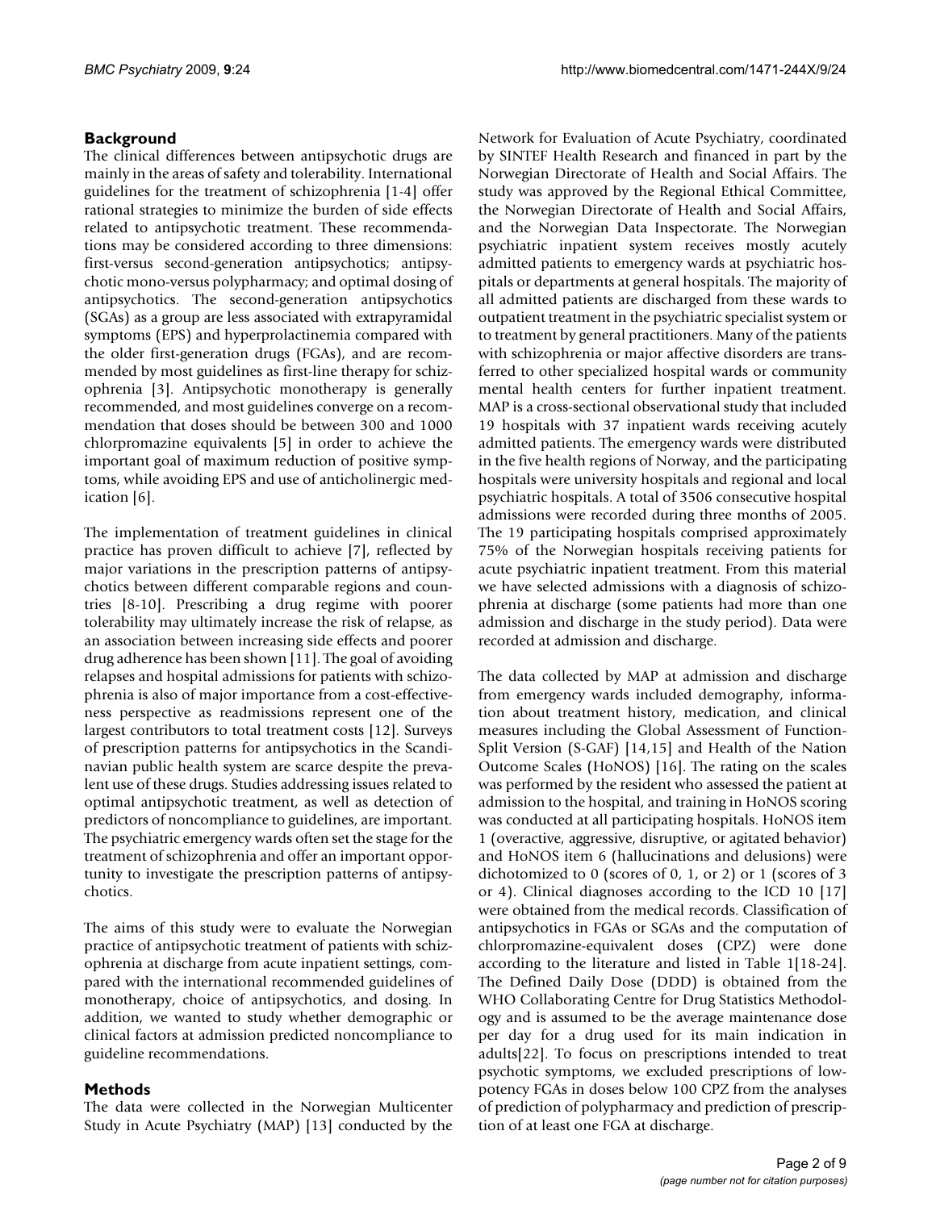## Background

The clinical differences between antipsychotic drugs are mainly in the areas of safety and tolerability. International guidelines for the treatment of schizophrenia [1-4] offer rational strategies to minimize the burden of side effects related to antipsychotic treatment. These recommendations may be considered according to three dimensions: first-versus second-generation antipsychotics; antipsychotic mono-versus polypharmacy; and optimal dosing of antipsychotics. The second-generation antipsychotics (SGAs) as a group are less associated with extrapyramidal symptoms (EPS) and hyperprolactinemia compared with the older first-generation drugs (FGAs), and are recommended by most guidelines as first-line therapy for schizophrenia [3]. Antipsychotic monotherapy is generally recommended, and most guidelines converge on a recommendation that doses should be between 300 and 1000 chlorpromazine equivalents [5] in order to achieve the important goal of maximum reduction of positive symptoms, while avoiding EPS and use of anticholinergic medication [6].

The implementation of treatment guidelines in clinical practice has proven difficult to achieve [7], reflected by major variations in the prescription patterns of antipsychotics between different comparable regions and countries [8-10]. Prescribing a drug regime with poorer tolerability may ultimately increase the risk of relapse, as an association between increasing side effects and poorer drug adherence has been shown [11]. The goal of avoiding relapses and hospital admissions for patients with schizophrenia is also of major importance from a cost-effectiveness perspective as readmissions represent one of the largest contributors to total treatment costs [12]. Surveys of prescription patterns for antipsychotics in the Scandinavian public health system are scarce despite the prevalent use of these drugs. Studies addressing issues related to optimal antipsychotic treatment, as well as detection of predictors of noncompliance to guidelines, are important. The psychiatric emergency wards often set the stage for the treatment of schizophrenia and offer an important opportunity to investigate the prescription patterns of antipsychotics.

The aims of this study were to evaluate the Norwegian practice of antipsychotic treatment of patients with schizophrenia at discharge from acute inpatient settings, compared with the international recommended guidelines of monotherapy, choice of antipsychotics, and dosing. In addition, we wanted to study whether demographic or clinical factors at admission predicted noncompliance to guideline recommendations.

## Methods

The data were collected in the Norwegian Multicenter Study in Acute Psychiatry (MAP) [13] conducted by the Network for Evaluation of Acute Psychiatry, coordinated by SINTEF Health Research and financed in part by the Norwegian Directorate of Health and Social Affairs. The study was approved by the Regional Ethical Committee, the Norwegian Directorate of Health and Social Affairs, and the Norwegian Data Inspectorate. The Norwegian psychiatric inpatient system receives mostly acutely admitted patients to emergency wards at psychiatric hospitals or departments at general hospitals. The majority of all admitted patients are discharged from these wards to outpatient treatment in the psychiatric specialist system or to treatment by general practitioners. Many of the patients with schizophrenia or major affective disorders are transferred to other specialized hospital wards or community mental health centers for further inpatient treatment. MAP is a cross-sectional observational study that included 19 hospitals with 37 inpatient wards receiving acutely admitted patients. The emergency wards were distributed in the five health regions of Norway, and the participating hospitals were university hospitals and regional and local psychiatric hospitals. A total of 3506 consecutive hospital admissions were recorded during three months of 2005. The 19 participating hospitals comprised approximately 75% of the Norwegian hospitals receiving patients for acute psychiatric inpatient treatment. From this material we have selected admissions with a diagnosis of schizophrenia at discharge (some patients had more than one admission and discharge in the study period). Data were recorded at admission and discharge.

The data collected by MAP at admission and discharge from emergency wards included demography, information about treatment history, medication, and clinical measures including the Global Assessment of Function-Split Version (S-GAF) [14,15] and Health of the Nation Outcome Scales (HoNOS) [16]. The rating on the scales was performed by the resident who assessed the patient at admission to the hospital, and training in HoNOS scoring was conducted at all participating hospitals. HoNOS item 1 (overactive, aggressive, disruptive, or agitated behavior) and HoNOS item 6 (hallucinations and delusions) were dichotomized to 0 (scores of 0, 1, or 2) or 1 (scores of 3 or 4). Clinical diagnoses according to the ICD 10 [17] were obtained from the medical records. Classification of antipsychotics in FGAs or SGAs and the computation of chlorpromazine-equivalent doses (CPZ) were done according to the literature and listed in Table 1[18-24]. The Defined Daily Dose (DDD) is obtained from the WHO Collaborating Centre for Drug Statistics Methodology and is assumed to be the average maintenance dose per day for a drug used for its main indication in adults[22]. To focus on prescriptions intended to treat psychotic symptoms, we excluded prescriptions of low-potency FGAs in doses below 100 CPZ from the analyses of prediction of polypharmacy and prediction of prescription of at least one FGA at discharge.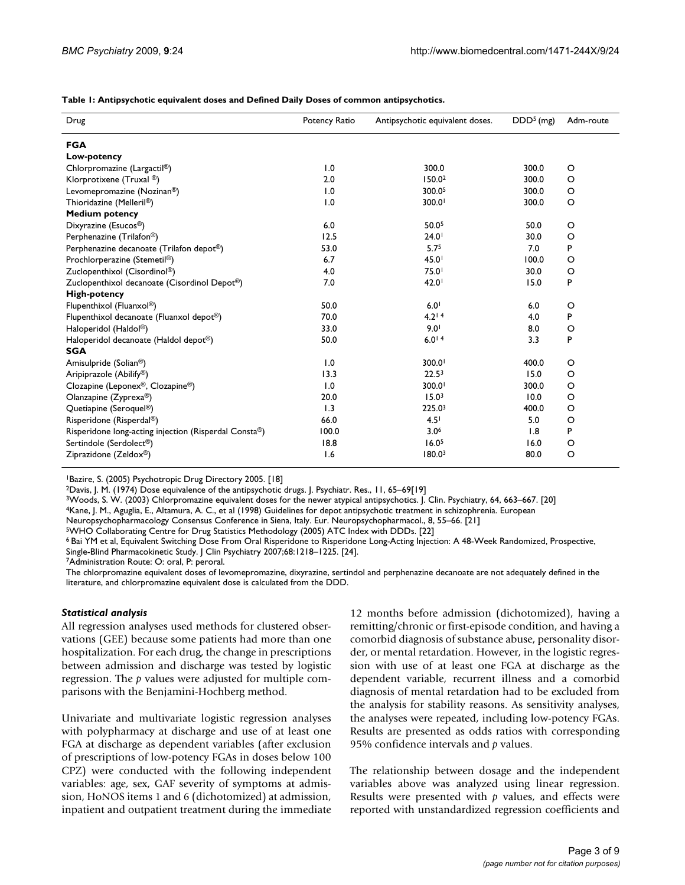**Table 1: Antipsychotic equivalent doses and Defined Daily Doses of common antipsychotics.**

| Drug | Potency Ratio | Antipsychotic equivalent doses. | DDD[5] (mg) | Adm-route |
|---|---|---|---|---|
| **FGA** | | | | |
| **Low-potency** | | | | |
| Chlorpromazine (Largactil®) | 1.0 | 300.0 | 300.0 | O |
| Klorprotixene (Truxal ®) | 2.0 | 150.0[2] | 300.0 | O |
| Levomepromazine (Nozinan®) | 1.0 | 300.0[5] | 300.0 | O |
| Thioridazine (Melleril®) | 1.0 | 300.0[1] | 300.0 | O |
| **Medium potency** | | | | |
| Dixyrazine (Esucos®) | 6.0 | 50.0[5] | 50.0 | O |
| Perphenazine (Trilafon®) | 12.5 | 24.0[1] | 30.0 | O |
| Perphenazine decanoate (Trilafon depot®) | 53.0 | 5.7[5] | 7.0 | P |
| Prochlorperazine (Stemetil®) | 6.7 | 45.0[1] | 100.0 | O |
| Zuclopenthixol (Cisordinol®) | 4.0 | 75.0[1] | 30.0 | O |
| Zuclopenthixol decanoate (Cisordinol Depot®) | 7.0 | 42.0[1] | 15.0 | P |
| **High-potency** | | | | |
| Flupenthixol (Fluanxol®) | 50.0 | 6.0[1] | 6.0 | O |
| Flupenthixol decanoate (Fluanxol depot®) | 70.0 | 4.2[1 4] | 4.0 | P |
| Haloperidol (Haldol®) | 33.0 | 9.0[1] | 8.0 | O |
| Haloperidol decanoate (Haldol depot®) | 50.0 | 6.0[1 4] | 3.3 | P |
| **SGA** | | | | |
| Amisulpride (Solian®) | 1.0 | 300.0[1] | 400.0 | O |
| Aripiprazole (Abilify®) | 13.3 | 22.5[3] | 15.0 | O |
| Clozapine (Leponex®, Clozapine®) | 1.0 | 300.0[1] | 300.0 | O |
| Olanzapine (Zyprexa®) | 20.0 | 15.0[3] | 10.0 | O |
| Quetiapine (Seroquel®) | 1.3 | 225.0[3] | 400.0 | O |
| Risperidone (Risperdal®) | 66.0 | 4.5[1] | 5.0 | O |
| Risperidone long-acting injection (Risperdal Consta®) | 100.0 | 3.0[6] | 1.8 | P |
| Sertindole (Serdolect®) | 18.8 | 16.0[5] | 16.0 | O |
| Ziprazidone (Zeldox®) | 1.6 | 180.0[3] | 80.0 | O |

[1]Bazire, S. (2005) Psychotropic Drug Directory 2005. [18]
[2]Davis, J. M. (1974) Dose equivalence of the antipsychotic drugs. J. Psychiatr. Res., 11, 65–69[19]
[3]Woods, S. W. (2003) Chlorpromazine equivalent doses for the newer atypical antipsychotics. J. Clin. Psychiatry, 64, 663–667. [20]
[4]Kane, J. M., Aguglia, E., Altamura, A. C., et al (1998) Guidelines for depot antipsychotic treatment in schizophrenia. European Neuropsychopharmacology Consensus Conference in Siena, Italy. Eur. Neuropsychopharmacol., 8, 55–66. [21]
[5]WHO Collaborating Centre for Drug Statistics Methodology (2005) ATC Index with DDDs. [22]
[6] Bai YM et al, Equivalent Switching Dose From Oral Risperidone to Risperidone Long-Acting Injection: A 48-Week Randomized, Prospective, Single-Blind Pharmacokinetic Study. J Clin Psychiatry 2007;68:1218–1225. [24].
[7]Administration Route: O: oral, P: peroral.
The chlorpromazine equivalent doses of levomepromazine, dixyrazine, sertindol and perphenazine decanoate are not adequately defined in the literature, and chlorpromazine equivalent dose is calculated from the DDD.

### *Statistical analysis*

All regression analyses used methods for clustered observations (GEE) because some patients had more than one hospitalization. For each drug, the change in prescriptions between admission and discharge was tested by logistic regression. The *p* values were adjusted for multiple comparisons with the Benjamini-Hochberg method.

Univariate and multivariate logistic regression analyses with polypharmacy at discharge and use of at least one FGA at discharge as dependent variables (after exclusion of prescriptions of low-potency FGAs in doses below 100 CPZ) were conducted with the following independent variables: age, sex, GAF severity of symptoms at admission, HoNOS items 1 and 6 (dichotomized) at admission, inpatient and outpatient treatment during the immediate 12 months before admission (dichotomized), having a remitting/chronic or first-episode condition, and having a comorbid diagnosis of substance abuse, personality disorder, or mental retardation. However, in the logistic regression with use of at least one FGA at discharge as the dependent variable, recurrent illness and a comorbid diagnosis of mental retardation had to be excluded from the analysis for stability reasons. As sensitivity analyses, the analyses were repeated, including low-potency FGAs. Results are presented as odds ratios with corresponding 95% confidence intervals and *p* values.

The relationship between dosage and the independent variables above was analyzed using linear regression. Results were presented with *p* values, and effects were reported with unstandardized regression coefficients and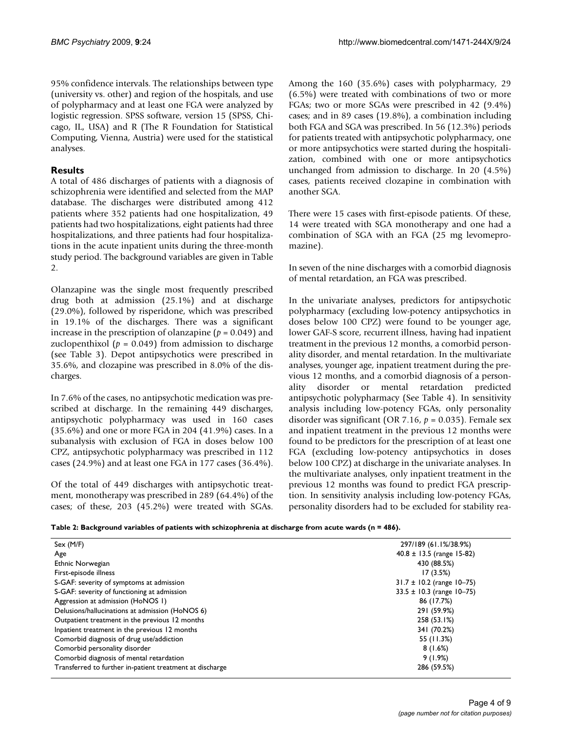95% confidence intervals. The relationships between type (university vs. other) and region of the hospitals, and use of polypharmacy and at least one FGA were analyzed by logistic regression. SPSS software, version 15 (SPSS, Chicago, IL, USA) and R (The R Foundation for Statistical Computing, Vienna, Austria) were used for the statistical analyses.

## Results

A total of 486 discharges of patients with a diagnosis of schizophrenia were identified and selected from the MAP database. The discharges were distributed among 412 patients where 352 patients had one hospitalization, 49 patients had two hospitalizations, eight patients had three hospitalizations, and three patients had four hospitalizations in the acute inpatient units during the three-month study period. The background variables are given in Table 2.

Olanzapine was the single most frequently prescribed drug both at admission (25.1%) and at discharge (29.0%), followed by risperidone, which was prescribed in 19.1% of the discharges. There was a significant increase in the prescription of olanzapine ($p = 0.049$) and zuclopenthixol ($p = 0.049$) from admission to discharge (see Table 3). Depot antipsychotics were prescribed in 35.6%, and clozapine was prescribed in 8.0% of the discharges.

In 7.6% of the cases, no antipsychotic medication was prescribed at discharge. In the remaining 449 discharges, antipsychotic polypharmacy was used in 160 cases (35.6%) and one or more FGA in 204 (41.9%) cases. In a subanalysis with exclusion of FGA in doses below 100 CPZ, antipsychotic polypharmacy was prescribed in 112 cases (24.9%) and at least one FGA in 177 cases (36.4%).

Of the total of 449 discharges with antipsychotic treatment, monotherapy was prescribed in 289 (64.4%) of the cases; of these, 203 (45.2%) were treated with SGAs. Among the 160 (35.6%) cases with polypharmacy, 29 (6.5%) were treated with combinations of two or more FGAs; two or more SGAs were prescribed in 42 (9.4%) cases; and in 89 cases (19.8%), a combination including both FGA and SGA was prescribed. In 56 (12.3%) periods for patients treated with antipsychotic polypharmacy, one or more antipsychotics were started during the hospitalization, combined with one or more antipsychotics unchanged from admission to discharge. In 20 (4.5%) cases, patients received clozapine in combination with another SGA.

There were 15 cases with first-episode patients. Of these, 14 were treated with SGA monotherapy and one had a combination of SGA with an FGA (25 mg levomepromazine).

In seven of the nine discharges with a comorbid diagnosis of mental retardation, an FGA was prescribed.

In the univariate analyses, predictors for antipsychotic polypharmacy (excluding low-potency antipsychotics in doses below 100 CPZ) were found to be younger age, lower GAF-S score, recurrent illness, having had inpatient treatment in the previous 12 months, a comorbid personality disorder, and mental retardation. In the multivariate analyses, younger age, inpatient treatment during the previous 12 months, and a comorbid diagnosis of a personality disorder or mental retardation predicted antipsychotic polypharmacy (See Table 4). In sensitivity analysis including low-potency FGAs, only personality disorder was significant (OR 7.16, $p = 0.035$). Female sex and inpatient treatment in the previous 12 months were found to be predictors for the prescription of at least one FGA (excluding low-potency antipsychotics in doses below 100 CPZ) at discharge in the univariate analyses. In the multivariate analyses, only inpatient treatment in the previous 12 months was found to predict FGA prescription. In sensitivity analysis including low-potency FGAs, personality disorders had to be excluded for stability rea-

**Table 2: Background variables of patients with schizophrenia at discharge from acute wards (n = 486).**

| | |
|---|---|
| Sex (M/F) | 297/189 (61.1%/38.9%) |
| Age | 40.8 ± 13.5 (range 15-82) |
| Ethnic Norwegian | 430 (88.5%) |
| First-episode illness | 17 (3.5%) |
| S-GAF: severity of symptoms at admission | 31.7 ± 10.2 (range 10–75) |
| S-GAF: severity of functioning at admission | 33.5 ± 10.3 (range 10–75) |
| Aggression at admission (HoNOS 1) | 86 (17.7%) |
| Delusions/hallucinations at admission (HoNOS 6) | 291 (59.9%) |
| Outpatient treatment in the previous 12 months | 258 (53.1%) |
| Inpatient treatment in the previous 12 months | 341 (70.2%) |
| Comorbid diagnosis of drug use/addiction | 55 (11.3%) |
| Comorbid personality disorder | 8 (1.6%) |
| Comorbid diagnosis of mental retardation | 9 (1.9%) |
| Transferred to further in-patient treatment at discharge | 286 (59.5%) |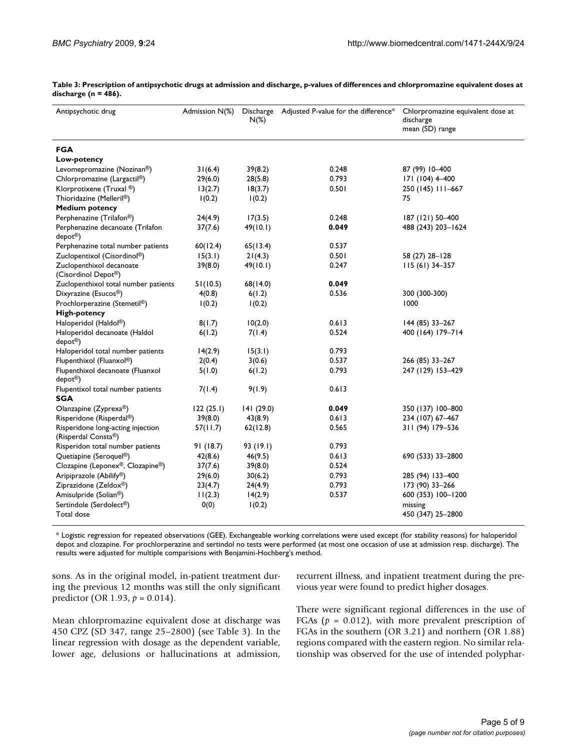**Table 3: Prescription of antipsychotic drugs at admission and discharge, p-values of differences and chlorpromazine equivalent doses at discharge (n = 486).**

| Antipsychotic drug | Admission N(%) | Discharge N(%) | Adjusted P-value for the difference* | Chlorpromazine equivalent dose at discharge mean (SD) range |
|---|---|---|---|---|
| **FGA** | | | | |
| **Low-potency** | | | | |
| Levomepromazine (Nozinan®) | 31(6.4) | 39(8.2) | 0.248 | 87 (99) 10–400 |
| Chlorpromazine (Largactil®) | 29(6.0) | 28(5.8) | 0.793 | 171 (104) 4–400 |
| Klorprotixene (Truxal ®) | 13(2.7) | 18(3.7) | 0.501 | 250 (145) 111–667 |
| Thioridazine (Melleril®) | 1(0.2) | 1(0.2) | | 75 |
| **Medium potency** | | | | |
| Perphenazine (Trilafon®) | 24(4.9) | 17(3.5) | 0.248 | 187 (121) 50–400 |
| Perphenazine decanoate (Trilafon depot®) | 37(7.6) | 49(10.1) | **0.049** | 488 (243) 203–1624 |
| Perphenazine total number patients | 60(12.4) | 65(13.4) | 0.537 | |
| Zuclopentixol (Cisordinol®) | 15(3.1) | 21(4.3) | 0.501 | 58 (27) 28–128 |
| Zuclopenthixol decanoate (Cisordinol Depot®) | 39(8.0) | 49(10.1) | 0.247 | 115 (61) 34–357 |
| Zuclopenthixol total number patients | 51(10.5) | 68(14.0) | **0.049** | |
| Dixyrazine (Esucos®) | 4(0.8) | 6(1.2) | 0.536 | 300 (300-300) |
| Prochlorperazine (Stemetil®) | 1(0.2) | 1(0.2) | | 1000 |
| **High-potency** | | | | |
| Haloperidol (Haldol®) | 8(1.7) | 10(2.0) | 0.613 | 144 (85) 33–267 |
| Haloperidol decanoate (Haldol depot®) | 6(1.2) | 7(1.4) | 0.524 | 400 (164) 179–714 |
| Haloperidol total number patients | 14(2.9) | 15(3.1) | 0.793 | |
| Flupenthixol (Fluanxol®) | 2(0.4) | 3(0.6) | 0.537 | 266 (85) 33–267 |
| Flupenthixol decanoate (Fluanxol depot®) | 5(1.0) | 6(1.2) | 0.793 | 247 (129) 153–429 |
| Flupentixol total number patients | 7(1.4) | 9(1.9) | 0.613 | |
| **SGA** | | | | |
| Olanzapine (Zyprexa®) | 122 (25.1) | 141 (29.0) | **0.049** | 350 (137) 100–800 |
| Risperidone (Risperdal®) | 39(8.0) | 43(8.9) | 0.613 | 234 (107) 67–467 |
| Risperidone long-acting injection (Risperdal Consta®) | 57(11.7) | 62(12.8) | 0.565 | 311 (94) 179–536 |
| Risperidon total number patients | 91 (18.7) | 93 (19.1) | 0.793 | |
| Quetiapine (Seroquel®) | 42(8.6) | 46(9.5) | 0.613 | 690 (533) 33–2800 |
| Clozapine (Leponex®, Clozapine®) | 37(7.6) | 39(8.0) | 0.524 | |
| Aripiprazole (Abilify®) | 29(6.0) | 30(6.2) | 0.793 | 285 (94) 133–400 |
| Ziprazidone (Zeldox®) | 23(4.7) | 24(4.9) | 0.793 | 173 (90) 33–266 |
| Amisulpride (Solian®) | 11(2.3) | 14(2.9) | 0.537 | 600 (353) 100–1200 |
| Sertindole (Serdolect®) | 0(0) | 1(0.2) | | missing |
| Total dose | | | | 450 (347) 25–2800 |

* Logistic regression for repeated observations (GEE). Exchangeable working correlations were used except (for stability reasons) for haloperidol depot and clozapine. For prochlorperazine and sertindol no tests were performed (at most one occasion of use at admission resp. discharge). The results were adjusted for multiple comparisions with Benjamini-Hochberg's method.

sons. As in the original model, in-patient treatment during the previous 12 months was still the only significant predictor (OR 1.93, $p = 0.014$).

Mean chlorpromazine equivalent dose at discharge was 450 CPZ (SD 347, range 25–2800) (see Table 3). In the linear regression with dosage as the dependent variable, lower age, delusions or hallucinations at admission, recurrent illness, and inpatient treatment during the previous year were found to predict higher dosages.

There were significant regional differences in the use of FGAs ($p = 0.012$), with more prevalent prescription of FGAs in the southern (OR 3.21) and northern (OR 1.88) regions compared with the eastern region. No similar relationship was observed for the use of intended polyphar-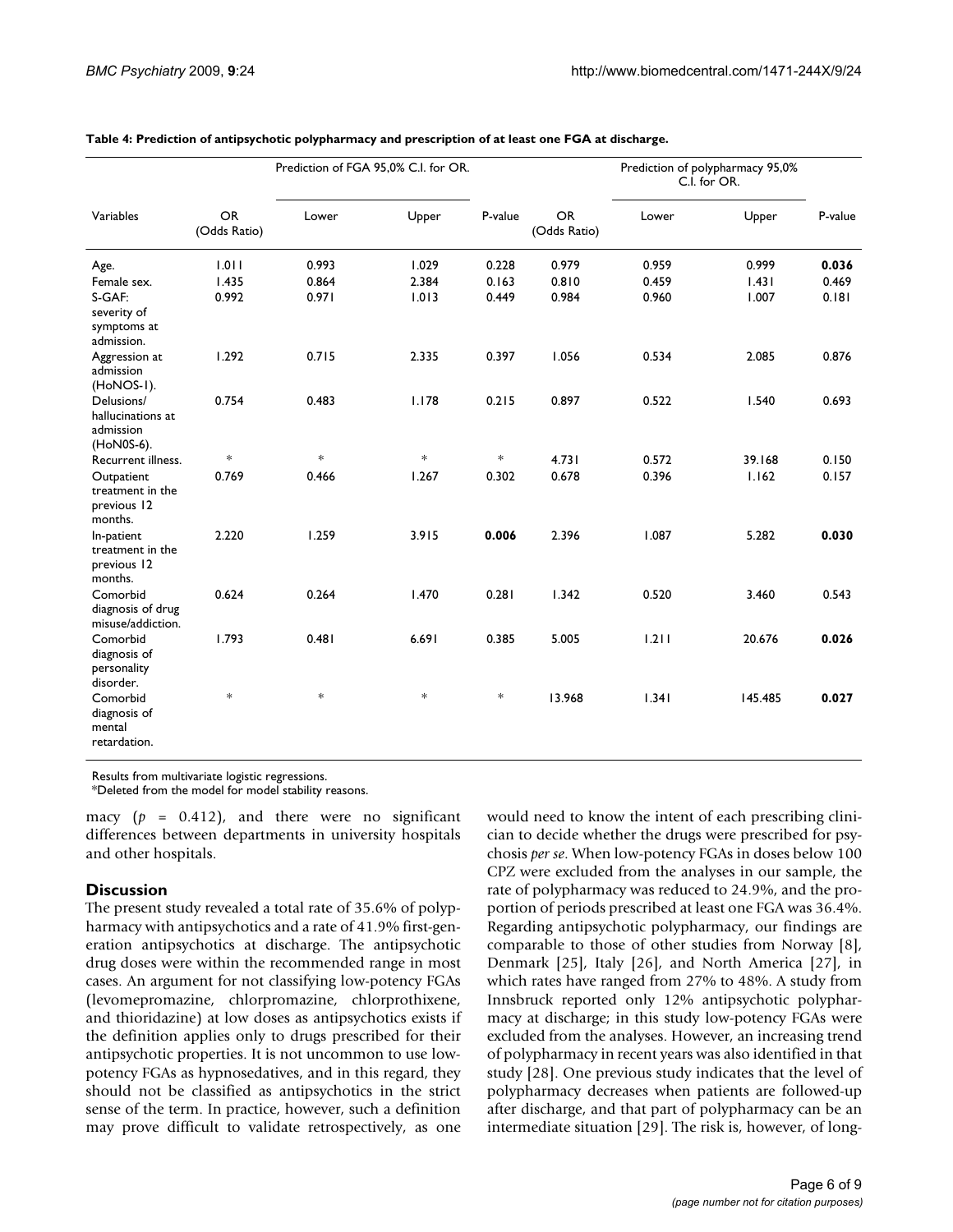**Table 4: Prediction of antipsychotic polypharmacy and prescription of at least one FGA at discharge.**

| Variables | Prediction of FGA 95,0% C.I. for OR. | | | | Prediction of polypharmacy 95,0% C.I. for OR. | | | |
|---|---|---|---|---|---|---|---|---|
| | OR (Odds Ratio) | Lower | Upper | P-value | OR (Odds Ratio) | Lower | Upper | P-value |
| Age. | 1.011 | 0.993 | 1.029 | 0.228 | 0.979 | 0.959 | 0.999 | **0.036** |
| Female sex. | 1.435 | 0.864 | 2.384 | 0.163 | 0.810 | 0.459 | 1.431 | 0.469 |
| S-GAF: severity of symptoms at admission. | 0.992 | 0.971 | 1.013 | 0.449 | 0.984 | 0.960 | 1.007 | 0.181 |
| Aggression at admission (HoNOS-1). | 1.292 | 0.715 | 2.335 | 0.397 | 1.056 | 0.534 | 2.085 | 0.876 |
| Delusions/ hallucinations at admission (HoN0S-6). | 0.754 | 0.483 | 1.178 | 0.215 | 0.897 | 0.522 | 1.540 | 0.693 |
| Recurrent illness. | * | * | * | * | 4.731 | 0.572 | 39.168 | 0.150 |
| Outpatient treatment in the previous 12 months. | 0.769 | 0.466 | 1.267 | 0.302 | 0.678 | 0.396 | 1.162 | 0.157 |
| In-patient treatment in the previous 12 months. | 2.220 | 1.259 | 3.915 | **0.006** | 2.396 | 1.087 | 5.282 | **0.030** |
| Comorbid diagnosis of drug misuse/addiction. | 0.624 | 0.264 | 1.470 | 0.281 | 1.342 | 0.520 | 3.460 | 0.543 |
| Comorbid diagnosis of personality disorder. | 1.793 | 0.481 | 6.691 | 0.385 | 5.005 | 1.211 | 20.676 | **0.026** |
| Comorbid diagnosis of mental retardation. | * | * | * | * | 13.968 | 1.341 | 145.485 | **0.027** |

Results from multivariate logistic regressions.
*Deleted from the model for model stability reasons.

macy ($p$ = 0.412), and there were no significant differences between departments in university hospitals and other hospitals.

## Discussion

The present study revealed a total rate of 35.6% of polypharmacy with antipsychotics and a rate of 41.9% first-generation antipsychotics at discharge. The antipsychotic drug doses were within the recommended range in most cases. An argument for not classifying low-potency FGAs (levomepromazine, chlorpromazine, chlorprothixene, and thioridazine) at low doses as antipsychotics exists if the definition applies only to drugs prescribed for their antipsychotic properties. It is not uncommon to use low-potency FGAs as hypnosedatives, and in this regard, they should not be classified as antipsychotics in the strict sense of the term. In practice, however, such a definition may prove difficult to validate retrospectively, as one would need to know the intent of each prescribing clinician to decide whether the drugs were prescribed for psychosis *per se*. When low-potency FGAs in doses below 100 CPZ were excluded from the analyses in our sample, the rate of polypharmacy was reduced to 24.9%, and the proportion of periods prescribed at least one FGA was 36.4%. Regarding antipsychotic polypharmacy, our findings are comparable to those of other studies from Norway [8], Denmark [25], Italy [26], and North America [27], in which rates have ranged from 27% to 48%. A study from Innsbruck reported only 12% antipsychotic polypharmacy at discharge; in this study low-potency FGAs were excluded from the analyses. However, an increasing trend of polypharmacy in recent years was also identified in that study [28]. One previous study indicates that the level of polypharmacy decreases when patients are followed-up after discharge, and that part of polypharmacy can be an intermediate situation [29]. The risk is, however, of long-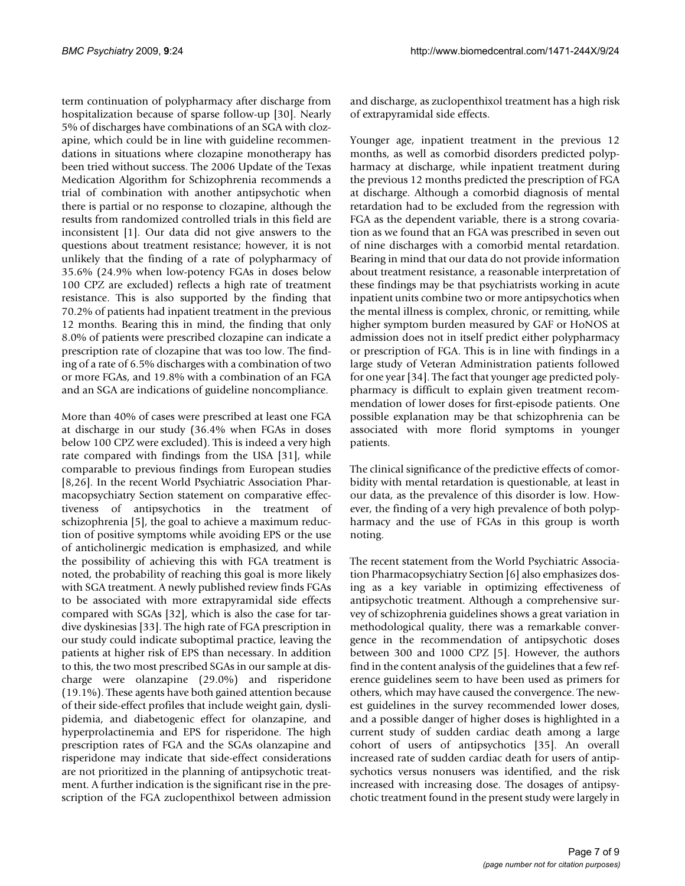term continuation of polypharmacy after discharge from hospitalization because of sparse follow-up [30]. Nearly 5% of discharges have combinations of an SGA with clozapine, which could be in line with guideline recommendations in situations where clozapine monotherapy has been tried without success. The 2006 Update of the Texas Medication Algorithm for Schizophrenia recommends a trial of combination with another antipsychotic when there is partial or no response to clozapine, although the results from randomized controlled trials in this field are inconsistent [1]. Our data did not give answers to the questions about treatment resistance; however, it is not unlikely that the finding of a rate of polypharmacy of 35.6% (24.9% when low-potency FGAs in doses below 100 CPZ are excluded) reflects a high rate of treatment resistance. This is also supported by the finding that 70.2% of patients had inpatient treatment in the previous 12 months. Bearing this in mind, the finding that only 8.0% of patients were prescribed clozapine can indicate a prescription rate of clozapine that was too low. The finding of a rate of 6.5% discharges with a combination of two or more FGAs, and 19.8% with a combination of an FGA and an SGA are indications of guideline noncompliance.

More than 40% of cases were prescribed at least one FGA at discharge in our study (36.4% when FGAs in doses below 100 CPZ were excluded). This is indeed a very high rate compared with findings from the USA [31], while comparable to previous findings from European studies [8,26]. In the recent World Psychiatric Association Pharmacopsychiatry Section statement on comparative effectiveness of antipsychotics in the treatment of schizophrenia [5], the goal to achieve a maximum reduction of positive symptoms while avoiding EPS or the use of anticholinergic medication is emphasized, and while the possibility of achieving this with FGA treatment is noted, the probability of reaching this goal is more likely with SGA treatment. A newly published review finds FGAs to be associated with more extrapyramidal side effects compared with SGAs [32], which is also the case for tardive dyskinesias [33]. The high rate of FGA prescription in our study could indicate suboptimal practice, leaving the patients at higher risk of EPS than necessary. In addition to this, the two most prescribed SGAs in our sample at discharge were olanzapine (29.0%) and risperidone (19.1%). These agents have both gained attention because of their side-effect profiles that include weight gain, dyslipidemia, and diabetogenic effect for olanzapine, and hyperprolactinemia and EPS for risperidone. The high prescription rates of FGA and the SGAs olanzapine and risperidone may indicate that side-effect considerations are not prioritized in the planning of antipsychotic treatment. A further indication is the significant rise in the prescription of the FGA zuclopenthixol between admission and discharge, as zuclopenthixol treatment has a high risk of extrapyramidal side effects.

Younger age, inpatient treatment in the previous 12 months, as well as comorbid disorders predicted polypharmacy at discharge, while inpatient treatment during the previous 12 months predicted the prescription of FGA at discharge. Although a comorbid diagnosis of mental retardation had to be excluded from the regression with FGA as the dependent variable, there is a strong covariation as we found that an FGA was prescribed in seven out of nine discharges with a comorbid mental retardation. Bearing in mind that our data do not provide information about treatment resistance, a reasonable interpretation of these findings may be that psychiatrists working in acute inpatient units combine two or more antipsychotics when the mental illness is complex, chronic, or remitting, while higher symptom burden measured by GAF or HoNOS at admission does not in itself predict either polypharmacy or prescription of FGA. This is in line with findings in a large study of Veteran Administration patients followed for one year [34]. The fact that younger age predicted polypharmacy is difficult to explain given treatment recommendation of lower doses for first-episode patients. One possible explanation may be that schizophrenia can be associated with more florid symptoms in younger patients.

The clinical significance of the predictive effects of comorbidity with mental retardation is questionable, at least in our data, as the prevalence of this disorder is low. However, the finding of a very high prevalence of both polypharmacy and the use of FGAs in this group is worth noting.

The recent statement from the World Psychiatric Association Pharmacopsychiatry Section [6] also emphasizes dosing as a key variable in optimizing effectiveness of antipsychotic treatment. Although a comprehensive survey of schizophrenia guidelines shows a great variation in methodological quality, there was a remarkable convergence in the recommendation of antipsychotic doses between 300 and 1000 CPZ [5]. However, the authors find in the content analysis of the guidelines that a few reference guidelines seem to have been used as primers for others, which may have caused the convergence. The newest guidelines in the survey recommended lower doses, and a possible danger of higher doses is highlighted in a current study of sudden cardiac death among a large cohort of users of antipsychotics [35]. An overall increased rate of sudden cardiac death for users of antipsychotics versus nonusers was identified, and the risk increased with increasing dose. The dosages of antipsychotic treatment found in the present study were largely in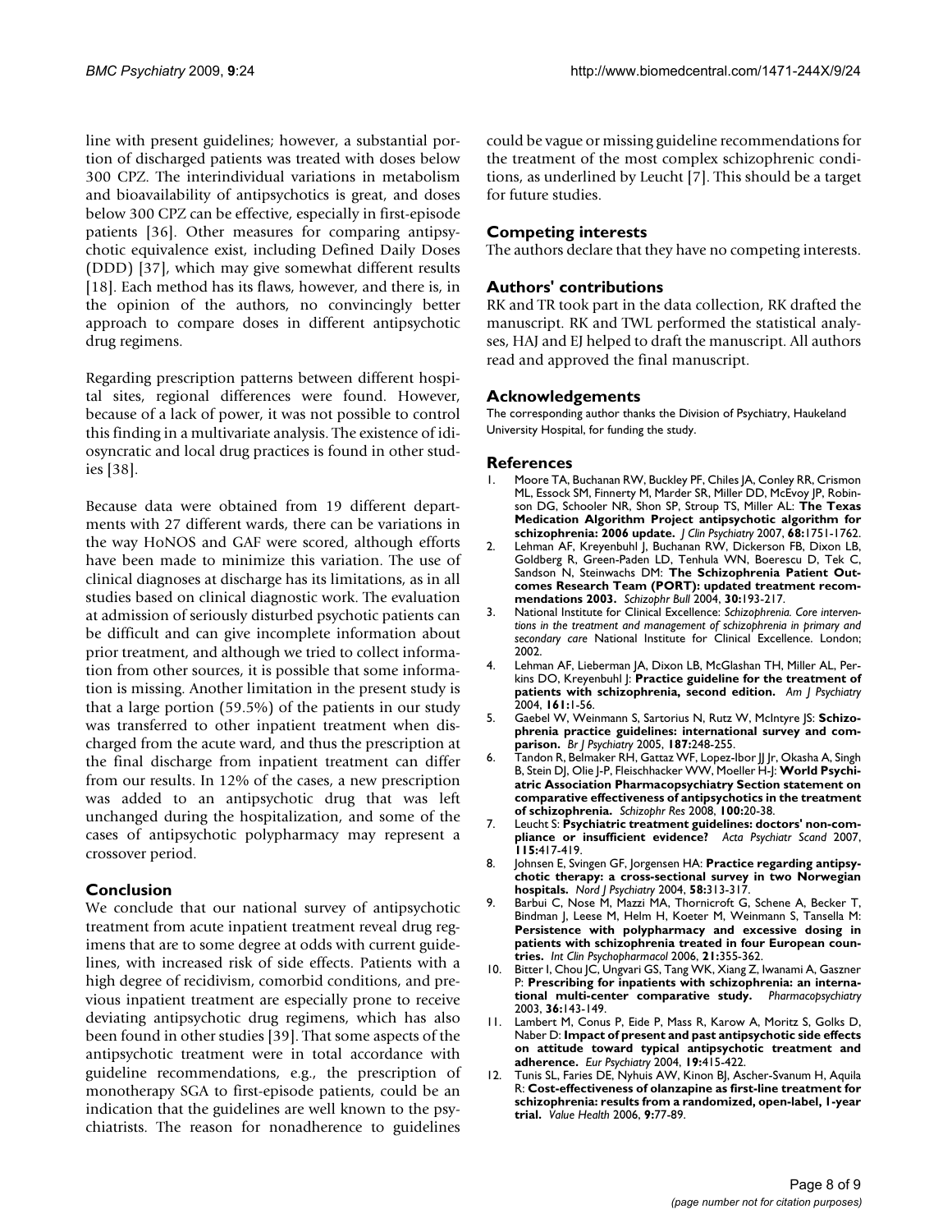line with present guidelines; however, a substantial portion of discharged patients was treated with doses below 300 CPZ. The interindividual variations in metabolism and bioavailability of antipsychotics is great, and doses below 300 CPZ can be effective, especially in first-episode patients [36]. Other measures for comparing antipsychotic equivalence exist, including Defined Daily Doses (DDD) [37], which may give somewhat different results [18]. Each method has its flaws, however, and there is, in the opinion of the authors, no convincingly better approach to compare doses in different antipsychotic drug regimens.

Regarding prescription patterns between different hospital sites, regional differences were found. However, because of a lack of power, it was not possible to control this finding in a multivariate analysis. The existence of idiosyncratic and local drug practices is found in other studies [38].

Because data were obtained from 19 different departments with 27 different wards, there can be variations in the way HoNOS and GAF were scored, although efforts have been made to minimize this variation. The use of clinical diagnoses at discharge has its limitations, as in all studies based on clinical diagnostic work. The evaluation at admission of seriously disturbed psychotic patients can be difficult and can give incomplete information about prior treatment, and although we tried to collect information from other sources, it is possible that some information is missing. Another limitation in the present study is that a large portion (59.5%) of the patients in our study was transferred to other inpatient treatment when discharged from the acute ward, and thus the prescription at the final discharge from inpatient treatment can differ from our results. In 12% of the cases, a new prescription was added to an antipsychotic drug that was left unchanged during the hospitalization, and some of the cases of antipsychotic polypharmacy may represent a crossover period.

## Conclusion

We conclude that our national survey of antipsychotic treatment from acute inpatient treatment reveal drug regimens that are to some degree at odds with current guidelines, with increased risk of side effects. Patients with a high degree of recidivism, comorbid conditions, and previous inpatient treatment are especially prone to receive deviating antipsychotic drug regimens, which has also been found in other studies [39]. That some aspects of the antipsychotic treatment were in total accordance with guideline recommendations, e.g., the prescription of monotherapy SGA to first-episode patients, could be an indication that the guidelines are well known to the psychiatrists. The reason for nonadherence to guidelines could be vague or missing guideline recommendations for the treatment of the most complex schizophrenic conditions, as underlined by Leucht [7]. This should be a target for future studies.

## Competing interests

The authors declare that they have no competing interests.

## Authors' contributions

RK and TR took part in the data collection, RK drafted the manuscript. RK and TWL performed the statistical analyses, HAJ and EJ helped to draft the manuscript. All authors read and approved the final manuscript.

## Acknowledgements

The corresponding author thanks the Division of Psychiatry, Haukeland University Hospital, for funding the study.

## References

1. Moore TA, Buchanan RW, Buckley PF, Chiles JA, Conley RR, Crismon ML, Essock SM, Finnerty M, Marder SR, Miller DD, McEvoy JP, Robinson DG, Schooler NR, Shon SP, Stroup TS, Miller AL: **The Texas Medication Algorithm Project antipsychotic algorithm for schizophrenia: 2006 update.** *J Clin Psychiatry* 2007, **68:**1751-1762.
2. Lehman AF, Kreyenbuhl J, Buchanan RW, Dickerson FB, Dixon LB, Goldberg R, Green-Paden LD, Tenhula WN, Boerescu D, Tek C, Sandson N, Steinwachs DM: **The Schizophrenia Patient Outcomes Research Team (PORT): updated treatment recommendations 2003.** *Schizophr Bull* 2004, **30:**193-217.
3. National Institute for Clinical Excellence: *Schizophrenia. Core interventions in the treatment and management of schizophrenia in primary and secondary care* National Institute for Clinical Excellence. London; 2002.
4. Lehman AF, Lieberman JA, Dixon LB, McGlashan TH, Miller AL, Perkins DO, Kreyenbuhl J: **Practice guideline for the treatment of patients with schizophrenia, second edition.** *Am J Psychiatry* 2004, **161:**1-56.
5. Gaebel W, Weinmann S, Sartorius N, Rutz W, McIntyre JS: **Schizophrenia practice guidelines: international survey and comparison.** *Br J Psychiatry* 2005, **187:**248-255.
6. Tandon R, Belmaker RH, Gattaz WF, Lopez-Ibor JJ Jr, Okasha A, Singh B, Stein DJ, Olie J-P, Fleischhacker WW, Moeller H-J: **World Psychiatric Association Pharmacopsychiatry Section statement on comparative effectiveness of antipsychotics in the treatment of schizophrenia.** *Schizophr Res* 2008, **100:**20-38.
7. Leucht S: **Psychiatric treatment guidelines: doctors' non-compliance or insufficient evidence?** *Acta Psychiatr Scand* 2007, **115:**417-419.
8. Johnsen E, Svingen GF, Jorgensen HA: **Practice regarding antipsychotic therapy: a cross-sectional survey in two Norwegian hospitals.** *Nord J Psychiatry* 2004, **58:**313-317.
9. Barbui C, Nose M, Mazzi MA, Thornicroft G, Schene A, Becker T, Bindman J, Leese M, Helm H, Koeter M, Weinmann S, Tansella M: **Persistence with polypharmacy and excessive dosing in patients with schizophrenia treated in four European countries.** *Int Clin Psychopharmacol* 2006, **21:**355-362.
10. Bitter I, Chou JC, Ungvari GS, Tang WK, Xiang Z, Iwanami A, Gaszner P: **Prescribing for inpatients with schizophrenia: an international multi-center comparative study.** *Pharmacopsychiatry* 2003, **36:**143-149.
11. Lambert M, Conus P, Eide P, Mass R, Karow A, Moritz S, Golks D, Naber D: **Impact of present and past antipsychotic side effects on attitude toward typical antipsychotic treatment and adherence.** *Eur Psychiatry* 2004, **19:**415-422.
12. Tunis SL, Faries DE, Nyhuis AW, Kinon BJ, Ascher-Svanum H, Aquila R: **Cost-effectiveness of olanzapine as first-line treatment for schizophrenia: results from a randomized, open-label, 1-year trial.** *Value Health* 2006, **9:**77-89.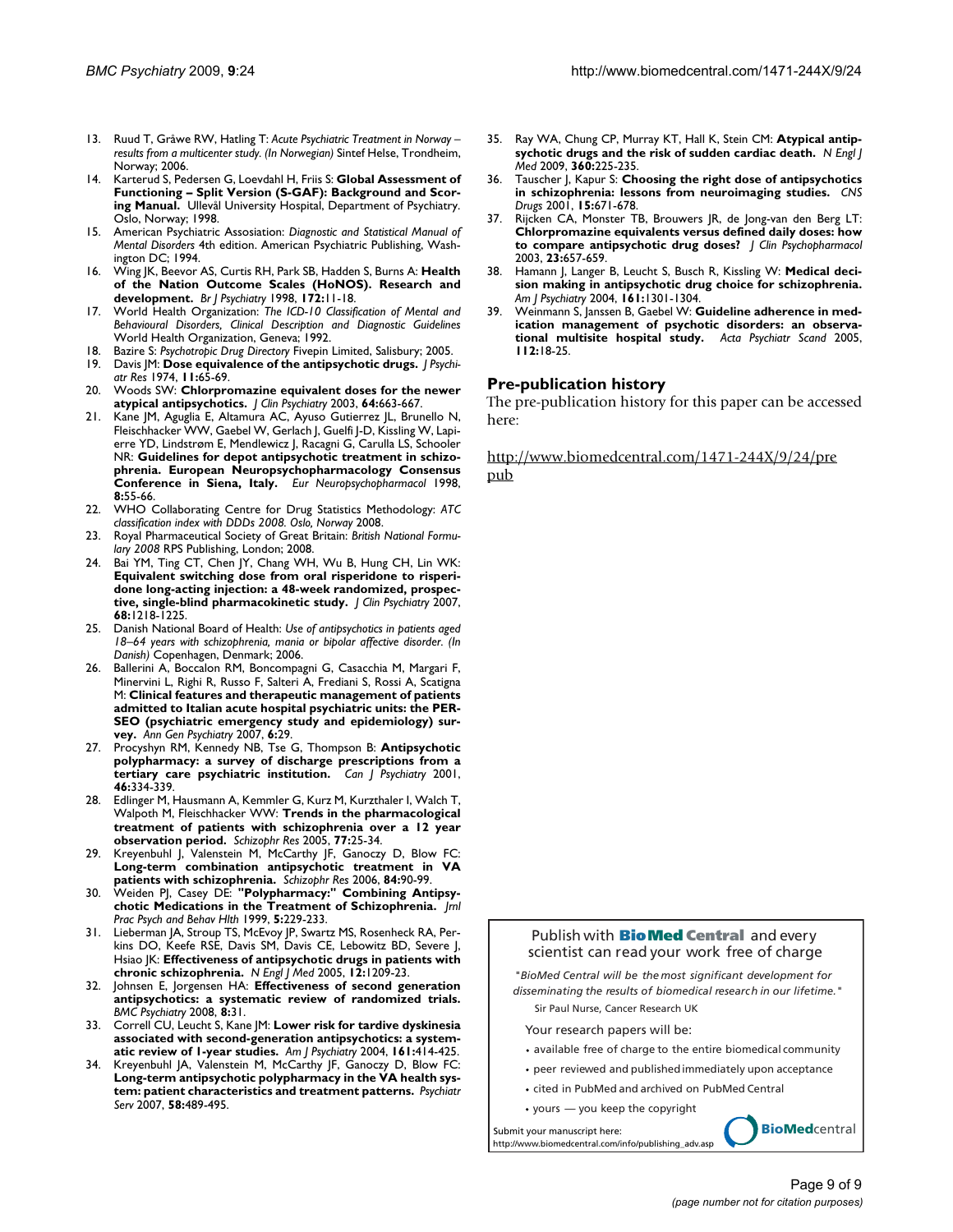13. Ruud T, Gråwe RW, Hatling T: *Acute Psychiatric Treatment in Norway – results from a multicenter study. (In Norwegian)* Sintef Helse, Trondheim, Norway; 2006.
14. Karterud S, Pedersen G, Loevdahl H, Friis S: **Global Assessment of Functioning – Split Version (S-GAF): Background and Scoring Manual.** Ullevål University Hospital, Department of Psychiatry. Oslo, Norway; 1998.
15. American Psychiatric Assosiation: *Diagnostic and Statistical Manual of Mental Disorders* 4th edition. American Psychiatric Publishing, Washington DC; 1994.
16. Wing JK, Beevor AS, Curtis RH, Park SB, Hadden S, Burns A: **Health of the Nation Outcome Scales (HoNOS). Research and development.** *Br J Psychiatry* 1998, **172:**11-18.
17. World Health Organization: *The ICD-10 Classification of Mental and Behavioural Disorders, Clinical Description and Diagnostic Guidelines* World Health Organization, Geneva; 1992.
18. Bazire S: *Psychotropic Drug Directory* Fivepin Limited, Salisbury; 2005.
19. Davis JM: **Dose equivalence of the antipsychotic drugs.** *J Psychiatr Res* 1974, **11:**65-69.
20. Woods SW: **Chlorpromazine equivalent doses for the newer atypical antipsychotics.** *J Clin Psychiatry* 2003, **64:**663-667.
21. Kane JM, Aguglia E, Altamura AC, Ayuso Gutierrez JL, Brunello N, Fleischhacker WW, Gaebel W, Gerlach J, Guelfi J-D, Kissling W, Lapierre YD, Lindstrøm E, Mendlewicz J, Racagni G, Carulla LS, Schooler NR: **Guidelines for depot antipsychotic treatment in schizophrenia. European Neuropsychopharmacology Consensus Conference in Siena, Italy.** *Eur Neuropsychopharmacol* 1998, **8:**55-66.
22. WHO Collaborating Centre for Drug Statistics Methodology: *ATC classification index with DDDs 2008. Oslo, Norway* 2008.
23. Royal Pharmaceutical Society of Great Britain: *British National Formulary 2008* RPS Publishing, London; 2008.
24. Bai YM, Ting CT, Chen JY, Chang WH, Wu B, Hung CH, Lin WK: **Equivalent switching dose from oral risperidone to risperidone long-acting injection: a 48-week randomized, prospective, single-blind pharmacokinetic study.** *J Clin Psychiatry* 2007, **68:**1218-1225.
25. Danish National Board of Health: *Use of antipsychotics in patients aged 18–64 years with schizophrenia, mania or bipolar affective disorder. (In Danish)* Copenhagen, Denmark; 2006.
26. Ballerini A, Boccalon RM, Boncompagni G, Casacchia M, Margari F, Minervini L, Righi R, Russo F, Salteri A, Frediani S, Rossi A, Scatigna M: **Clinical features and therapeutic management of patients admitted to Italian acute hospital psychiatric units: the PERSEO (psychiatric emergency study and epidemiology) survey.** *Ann Gen Psychiatry* 2007, **6:**29.
27. Procyshyn RM, Kennedy NB, Tse G, Thompson B: **Antipsychotic polypharmacy: a survey of discharge prescriptions from a tertiary care psychiatric institution.** *Can J Psychiatry* 2001, **46:**334-339.
28. Edlinger M, Hausmann A, Kemmler G, Kurz M, Kurzthaler I, Walch T, Walpoth M, Fleischhacker WW: **Trends in the pharmacological treatment of patients with schizophrenia over a 12 year observation period.** *Schizophr Res* 2005, **77:**25-34.
29. Kreyenbuhl J, Valenstein M, McCarthy JF, Ganoczy D, Blow FC: **Long-term combination antipsychotic treatment in VA patients with schizophrenia.** *Schizophr Res* 2006, **84:**90-99.
30. Weiden PJ, Casey DE: **"Polypharmacy:" Combining Antipsychotic Medications in the Treatment of Schizophrenia.** *Jrnl Prac Psych and Behav Hlth* 1999, **5:**229-233.
31. Lieberman JA, Stroup TS, McEvoy JP, Swartz MS, Rosenheck RA, Perkins DO, Keefe RSE, Davis SM, Davis CE, Lebowitz BD, Severe J, Hsiao JK: **Effectiveness of antipsychotic drugs in patients with chronic schizophrenia.** *N Engl J Med* 2005, **12:**1209-23.
32. Johnsen E, Jorgensen HA: **Effectiveness of second generation antipsychotics: a systematic review of randomized trials.** *BMC Psychiatry* 2008, **8:**31.
33. Correll CU, Leucht S, Kane JM: **Lower risk for tardive dyskinesia associated with second-generation antipsychotics: a systematic review of 1-year studies.** *Am J Psychiatry* 2004, **161:**414-425.
34. Kreyenbuhl JA, Valenstein M, McCarthy JF, Ganoczy D, Blow FC: **Long-term antipsychotic polypharmacy in the VA health system: patient characteristics and treatment patterns.** *Psychiatr Serv* 2007, **58:**489-495.
35. Ray WA, Chung CP, Murray KT, Hall K, Stein CM: **Atypical antipsychotic drugs and the risk of sudden cardiac death.** *N Engl J Med* 2009, **360:**225-235.
36. Tauscher J, Kapur S: **Choosing the right dose of antipsychotics in schizophrenia: lessons from neuroimaging studies.** *CNS Drugs* 2001, **15:**671-678.
37. Rijcken CA, Monster TB, Brouwers JR, de Jong-van den Berg LT: **Chlorpromazine equivalents versus defined daily doses: how to compare antipsychotic drug doses?** *J Clin Psychopharmacol* 2003, **23:**657-659.
38. Hamann J, Langer B, Leucht S, Busch R, Kissling W: **Medical decision making in antipsychotic drug choice for schizophrenia.** *Am J Psychiatry* 2004, **161:**1301-1304.
39. Weinmann S, Janssen B, Gaebel W: **Guideline adherence in medication management of psychotic disorders: an observational multisite hospital study.** *Acta Psychiatr Scand* 2005, **112:**18-25.

## Pre-publication history

The pre-publication history for this paper can be accessed here:

http://www.biomedcentral.com/1471-244X/9/24/prepub

Publish with **BioMed Central** and every scientist can read your work free of charge

*"BioMed Central will be the most significant development for disseminating the results of biomedical research in our lifetime."*
Sir Paul Nurse, Cancer Research UK

Your research papers will be:

- available free of charge to the entire biomedical community
- peer reviewed and published immediately upon acceptance
- cited in PubMed and archived on PubMed Central
- yours — you keep the copyright

Submit your manuscript here:
http://www.biomedcentral.com/info/publishing_adv.asp

BioMedcentral